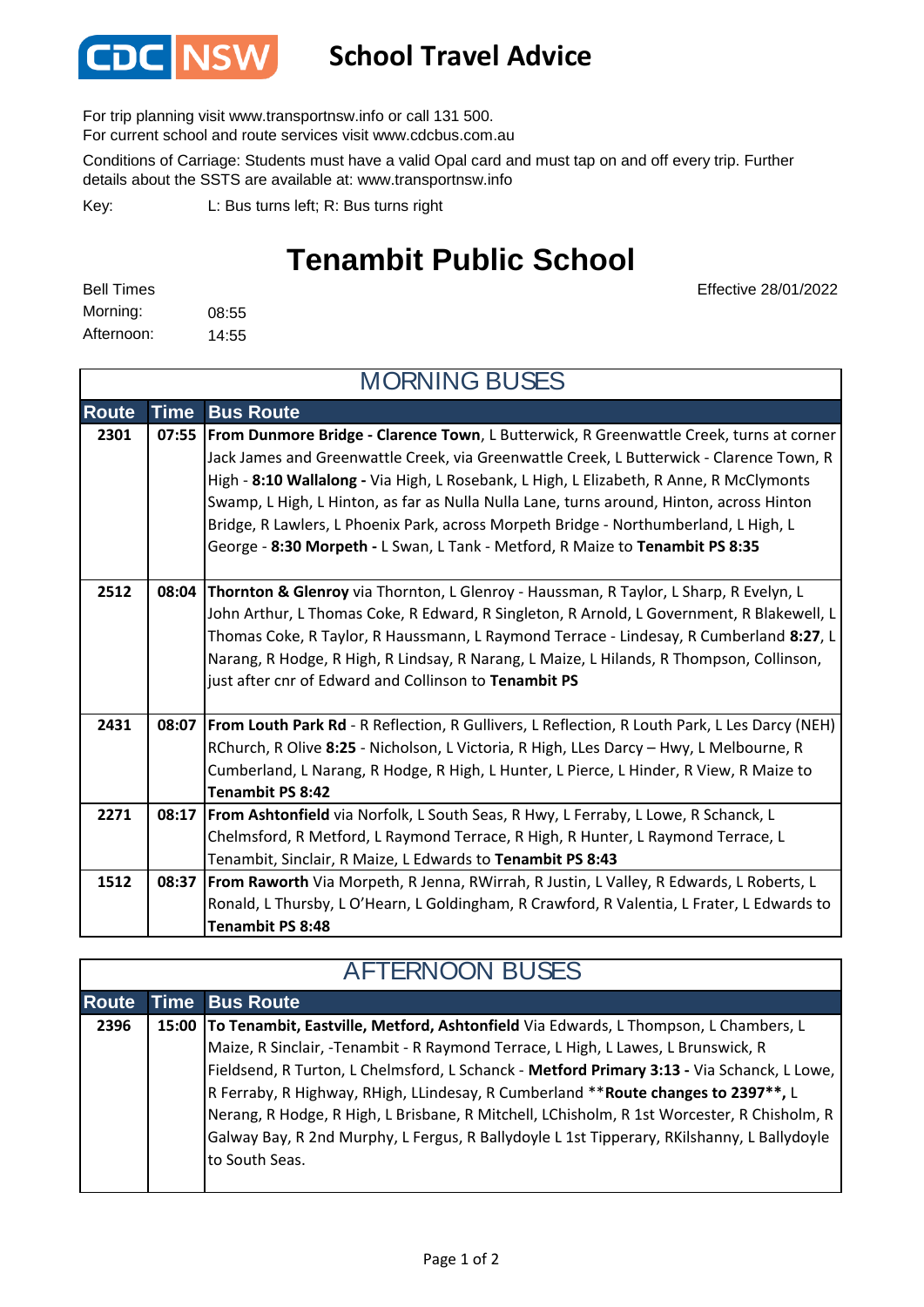# CDC NSW School Travel Advice

For trip planning visit www.transportnsw.info or call 131 500.
For current school and route services visit www.cdcbus.com.au

Conditions of Carriage: Students must have a valid Opal card and must tap on and off every trip. Further details about the SSTS are available at: www.transportnsw.info

Key: L: Bus turns left; R: Bus turns right

## Tenambit Public School

Effective 28/01/2022

Bell Times
Morning: 08:55
Afternoon: 14:55

### MORNING BUSES

| Route | Time | Bus Route |
|---|---|---|
| 2301 | 07:55 | **From Dunmore Bridge - Clarence Town**, L Butterwick, R Greenwattle Creek, turns at corner Jack James and Greenwattle Creek, via Greenwattle Creek, L Butterwick - Clarence Town, R High - **8:10 Wallalong -** Via High, L Rosebank, L High, L Elizabeth, R Anne, R McClymonts Swamp, L High, L Hinton, as far as Nulla Nulla Lane, turns around, Hinton, across Hinton Bridge, R Lawlers, L Phoenix Park, across Morpeth Bridge - Northumberland, L High, L George - **8:30 Morpeth -** L Swan, L Tank - Metford, R Maize to **Tenambit PS 8:35** |
| 2512 | 08:04 | **Thornton & Glenroy** via Thornton, L Glenroy - Haussman, R Taylor, L Sharp, R Evelyn, L John Arthur, L Thomas Coke, R Edward, R Singleton, R Arnold, L Government, R Blakewell, L Thomas Coke, R Taylor, R Haussmann, L Raymond Terrace - Lindesay, R Cumberland **8:27**, L Narang, R Hodge, R High, R Lindsay, R Narang, L Maize, L Hilands, R Thompson, Collinson, just after cnr of Edward and Collinson to **Tenambit PS** |
| 2431 | 08:07 | **From Louth Park Rd** - R Reflection, R Gullivers, L Reflection, R Louth Park, L Les Darcy (NEH) RChurch, R Olive **8:25** - Nicholson, L Victoria, R High, LLes Darcy – Hwy, L Melbourne, R Cumberland, L Narang, R Hodge, R High, L Hunter, L Pierce, L Hinder, R View, R Maize to **Tenambit PS 8:42** |
| 2271 | 08:17 | **From Ashtonfield** via Norfolk, L South Seas, R Hwy, L Ferraby, L Lowe, R Schanck, L Chelmsford, R Metford, L Raymond Terrace, R High, R Hunter, L Raymond Terrace, L Tenambit, Sinclair, R Maize, L Edwards to **Tenambit PS 8:43** |
| 1512 | 08:37 | **From Raworth** Via Morpeth, R Jenna, RWirrah, R Justin, L Valley, R Edwards, L Roberts, L Ronald, L Thursby, L O'Hearn, L Goldingham, R Crawford, R Valentia, L Frater, L Edwards to **Tenambit PS 8:48** |

### AFTERNOON BUSES

| Route | Time | Bus Route |
|---|---|---|
| 2396 | 15:00 | **To Tenambit, Eastville, Metford, Ashtonfield** Via Edwards, L Thompson, L Chambers, L Maize, R Sinclair, -Tenambit - R Raymond Terrace, L High, L Lawes, L Brunswick, R Fieldsend, R Turton, L Chelmsford, L Schanck - **Metford Primary 3:13 -** Via Schanck, L Lowe, R Ferraby, R Highway, RHigh, LLindesay, R Cumberland **\*\*Route changes to 2397\*\*,** L Nerang, R Hodge, R High, L Brisbane, R Mitchell, LChisholm, R 1st Worcester, R Chisholm, R Galway Bay, R 2nd Murphy, L Fergus, R Ballydoyle L 1st Tipperary, RKilshanny, L Ballydoyle to South Seas. |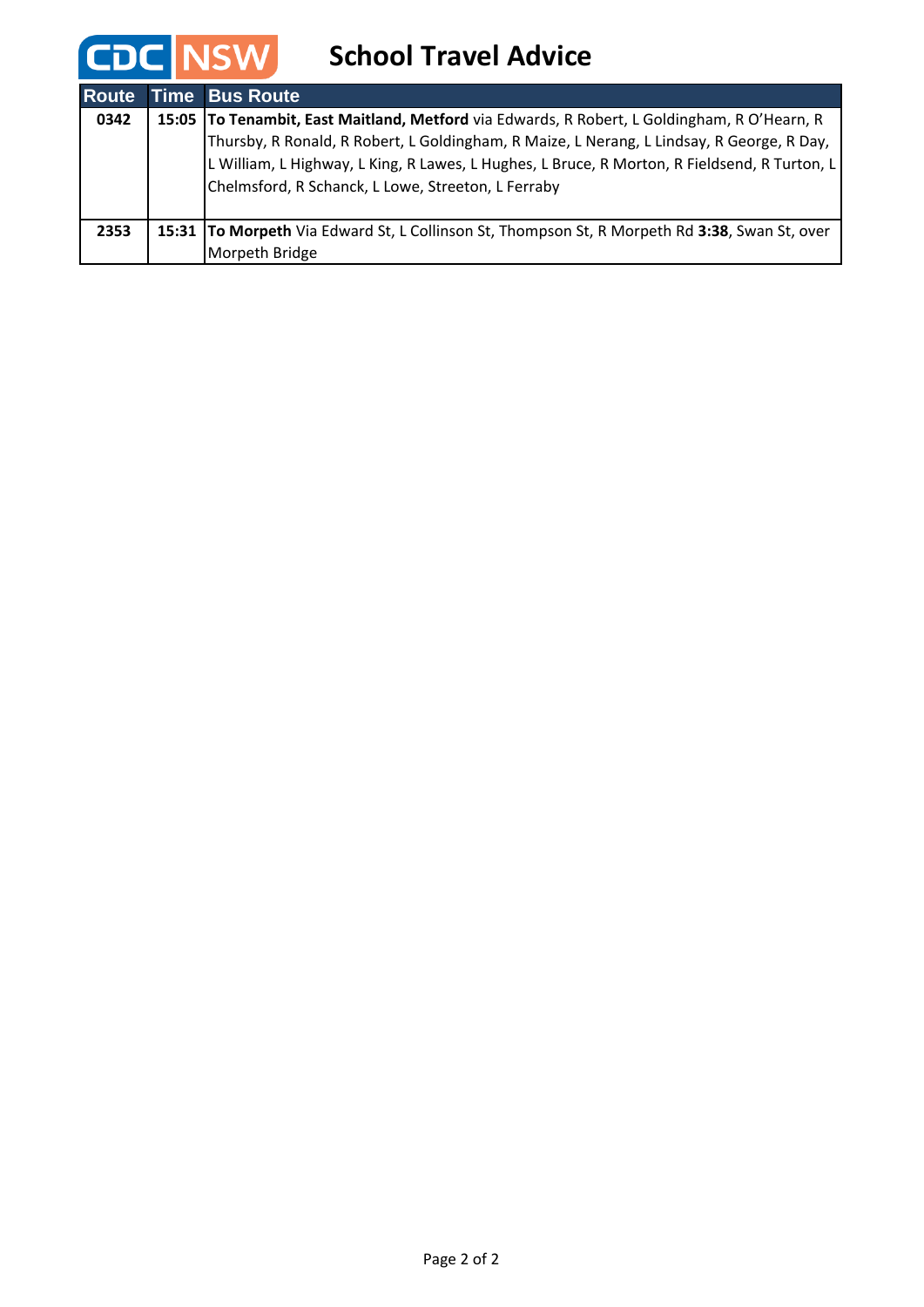# CDC NSW School Travel Advice

| Route | Time | Bus Route |
|---|---|---|
| 0342 | 15:05 | **To Tenambit, East Maitland, Metford** via Edwards, R Robert, L Goldingham, R O'Hearn, R Thursby, R Ronald, R Robert, L Goldingham, R Maize, L Nerang, L Lindsay, R George, R Day, L William, L Highway, L King, R Lawes, L Hughes, L Bruce, R Morton, R Fieldsend, R Turton, L Chelmsford, R Schanck, L Lowe, Streeton, L Ferraby |
| 2353 | 15:31 | **To Morpeth** Via Edward St, L Collinson St, Thompson St, R Morpeth Rd **3:38**, Swan St, over Morpeth Bridge |